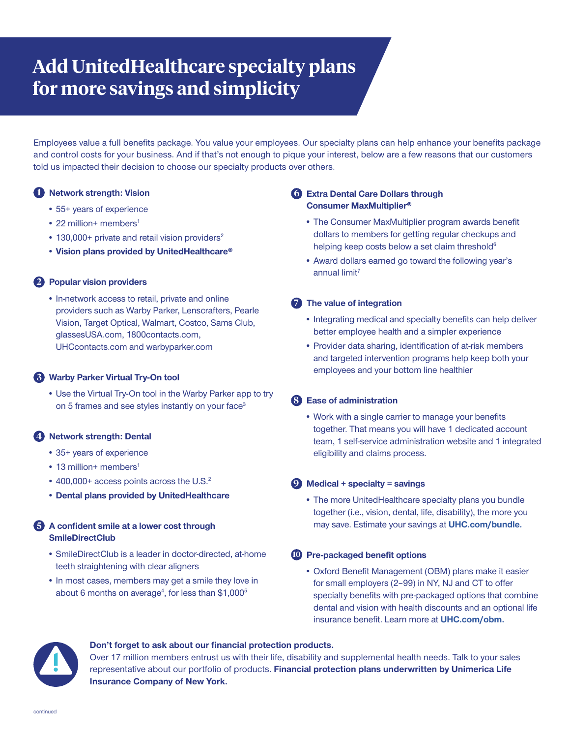# Add UnitedHealthcare specialty plans for more savings and simplicity

Employees value a full benefits package. You value your employees. Our specialty plans can help enhance your benefits package and control costs for your business. And if that's not enough to pique your interest, below are a few reasons that our customers told us impacted their decision to choose our specialty products over others.

### 1 Network strength: Vision

- 55+ years of experience
- 22 million+ members[1]
- 130,000+ private and retail vision providers[2]
- **Vision plans provided by UnitedHealthcare®**

### 2 Popular vision providers

- In-network access to retail, private and online providers such as Warby Parker, Lenscrafters, Pearle Vision, Target Optical, Walmart, Costco, Sams Club, glassesUSA.com, 1800contacts.com, UHCcontacts.com and warbyparker.com

### 3 Warby Parker Virtual Try-On tool

- Use the Virtual Try-On tool in the Warby Parker app to try on 5 frames and see styles instantly on your face[3]

### 4 Network strength: Dental

- 35+ years of experience
- 13 million+ members[1]
- 400,000+ access points across the U.S.[2]
- **Dental plans provided by UnitedHealthcare**

### 5 A confident smile at a lower cost through SmileDirectClub

- SmileDirectClub is a leader in doctor-directed, at-home teeth straightening with clear aligners
- In most cases, members may get a smile they love in about 6 months on average[4], for less than $1,000[5]

### 6 Extra Dental Care Dollars through Consumer MaxMultiplier®

- The Consumer MaxMultiplier program awards benefit dollars to members for getting regular checkups and helping keep costs below a set claim threshold[6]
- Award dollars earned go toward the following year's annual limit[7]

### 7 The value of integration

- Integrating medical and specialty benefits can help deliver better employee health and a simpler experience
- Provider data sharing, identification of at-risk members and targeted intervention programs help keep both your employees and your bottom line healthier

### 8 Ease of administration

- Work with a single carrier to manage your benefits together. That means you will have 1 dedicated account team, 1 self-service administration website and 1 integrated eligibility and claims process.

### 9 Medical + specialty = savings

- The more UnitedHealthcare specialty plans you bundle together (i.e., vision, dental, life, disability), the more you may save. Estimate your savings at **UHC.com/bundle.**

### 10 Pre-packaged benefit options

- Oxford Benefit Management (OBM) plans make it easier for small employers (2–99) in NY, NJ and CT to offer specialty benefits with pre-packaged options that combine dental and vision with health discounts and an optional life insurance benefit. Learn more at **UHC.com/obm.**

**Don't forget to ask about our financial protection products.**
Over 17 million members entrust us with their life, disability and supplemental health needs. Talk to your sales representative about our portfolio of products. **Financial protection plans underwritten by Unimerica Life Insurance Company of New York.**

continued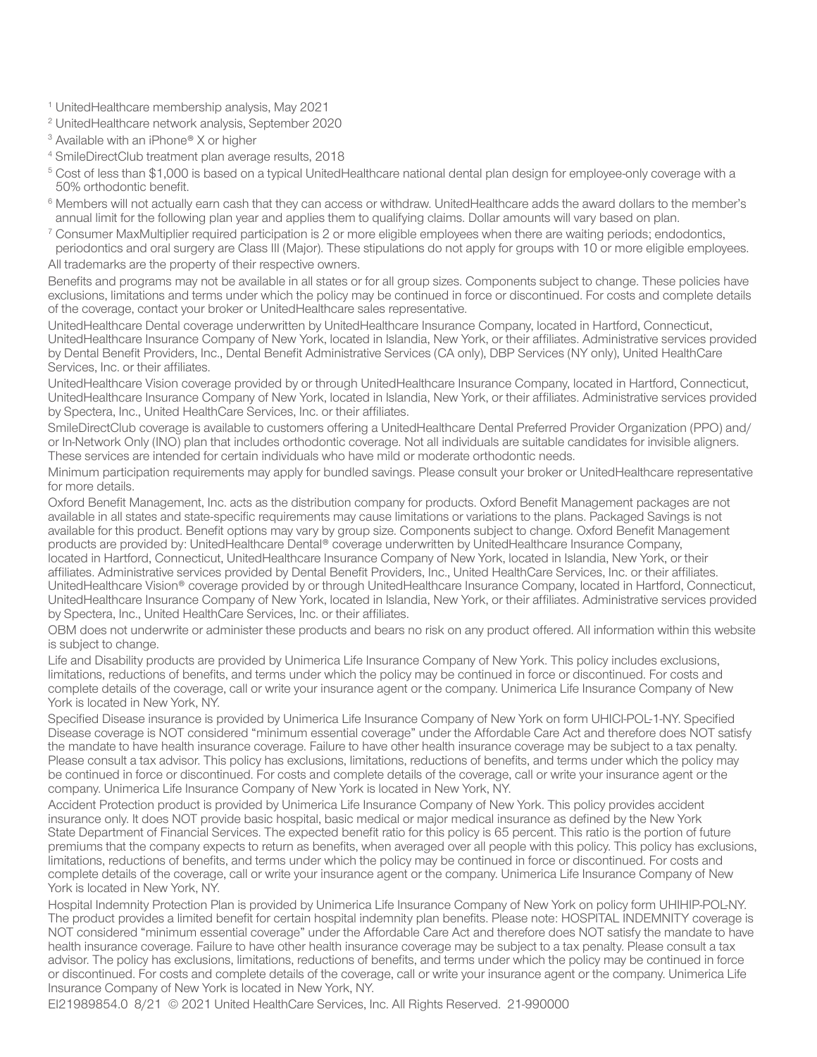[1] UnitedHealthcare membership analysis, May 2021

[2] UnitedHealthcare network analysis, September 2020

[3] Available with an iPhone® X or higher

[4] SmileDirectClub treatment plan average results, 2018

[5] Cost of less than $1,000 is based on a typical UnitedHealthcare national dental plan design for employee-only coverage with a 50% orthodontic benefit.

[6] Members will not actually earn cash that they can access or withdraw. UnitedHealthcare adds the award dollars to the member's annual limit for the following plan year and applies them to qualifying claims. Dollar amounts will vary based on plan.

[7] Consumer MaxMultiplier required participation is 2 or more eligible employees when there are waiting periods; endodontics, periodontics and oral surgery are Class III (Major). These stipulations do not apply for groups with 10 or more eligible employees.

All trademarks are the property of their respective owners.

Benefits and programs may not be available in all states or for all group sizes. Components subject to change. These policies have exclusions, limitations and terms under which the policy may be continued in force or discontinued. For costs and complete details of the coverage, contact your broker or UnitedHealthcare sales representative.

UnitedHealthcare Dental coverage underwritten by UnitedHealthcare Insurance Company, located in Hartford, Connecticut, UnitedHealthcare Insurance Company of New York, located in Islandia, New York, or their affiliates. Administrative services provided by Dental Benefit Providers, Inc., Dental Benefit Administrative Services (CA only), DBP Services (NY only), United HealthCare Services, Inc. or their affiliates.

UnitedHealthcare Vision coverage provided by or through UnitedHealthcare Insurance Company, located in Hartford, Connecticut, UnitedHealthcare Insurance Company of New York, located in Islandia, New York, or their affiliates. Administrative services provided by Spectera, Inc., United HealthCare Services, Inc. or their affiliates.

SmileDirectClub coverage is available to customers offering a UnitedHealthcare Dental Preferred Provider Organization (PPO) and/or In-Network Only (INO) plan that includes orthodontic coverage. Not all individuals are suitable candidates for invisible aligners. These services are intended for certain individuals who have mild or moderate orthodontic needs.

Minimum participation requirements may apply for bundled savings. Please consult your broker or UnitedHealthcare representative for more details.

Oxford Benefit Management, Inc. acts as the distribution company for products. Oxford Benefit Management packages are not available in all states and state-specific requirements may cause limitations or variations to the plans. Packaged Savings is not available for this product. Benefit options may vary by group size. Components subject to change. Oxford Benefit Management products are provided by: UnitedHealthcare Dental® coverage underwritten by UnitedHealthcare Insurance Company, located in Hartford, Connecticut, UnitedHealthcare Insurance Company of New York, located in Islandia, New York, or their affiliates. Administrative services provided by Dental Benefit Providers, Inc., United HealthCare Services, Inc. or their affiliates. UnitedHealthcare Vision® coverage provided by or through UnitedHealthcare Insurance Company, located in Hartford, Connecticut, UnitedHealthcare Insurance Company of New York, located in Islandia, New York, or their affiliates. Administrative services provided by Spectera, Inc., United HealthCare Services, Inc. or their affiliates.

OBM does not underwrite or administer these products and bears no risk on any product offered. All information within this website is subject to change.

Life and Disability products are provided by Unimerica Life Insurance Company of New York. This policy includes exclusions, limitations, reductions of benefits, and terms under which the policy may be continued in force or discontinued. For costs and complete details of the coverage, call or write your insurance agent or the company. Unimerica Life Insurance Company of New York is located in New York, NY.

Specified Disease insurance is provided by Unimerica Life Insurance Company of New York on form UHICI-POL-1-NY. Specified Disease coverage is NOT considered "minimum essential coverage" under the Affordable Care Act and therefore does NOT satisfy the mandate to have health insurance coverage. Failure to have other health insurance coverage may be subject to a tax penalty. Please consult a tax advisor. This policy has exclusions, limitations, reductions of benefits, and terms under which the policy may be continued in force or discontinued. For costs and complete details of the coverage, call or write your insurance agent or the company. Unimerica Life Insurance Company of New York is located in New York, NY.

Accident Protection product is provided by Unimerica Life Insurance Company of New York. This policy provides accident insurance only. It does NOT provide basic hospital, basic medical or major medical insurance as defined by the New York State Department of Financial Services. The expected benefit ratio for this policy is 65 percent. This ratio is the portion of future premiums that the company expects to return as benefits, when averaged over all people with this policy. This policy has exclusions, limitations, reductions of benefits, and terms under which the policy may be continued in force or discontinued. For costs and complete details of the coverage, call or write your insurance agent or the company. Unimerica Life Insurance Company of New York is located in New York, NY.

Hospital Indemnity Protection Plan is provided by Unimerica Life Insurance Company of New York on policy form UHIHIP-POL-NY. The product provides a limited benefit for certain hospital indemnity plan benefits. Please note: HOSPITAL INDEMNITY coverage is NOT considered "minimum essential coverage" under the Affordable Care Act and therefore does NOT satisfy the mandate to have health insurance coverage. Failure to have other health insurance coverage may be subject to a tax penalty. Please consult a tax advisor. The policy has exclusions, limitations, reductions of benefits, and terms under which the policy may be continued in force or discontinued. For costs and complete details of the coverage, call or write your insurance agent or the company. Unimerica Life Insurance Company of New York is located in New York, NY.

EI21989854.0 8/21 © 2021 United HealthCare Services, Inc. All Rights Reserved. 21-990000